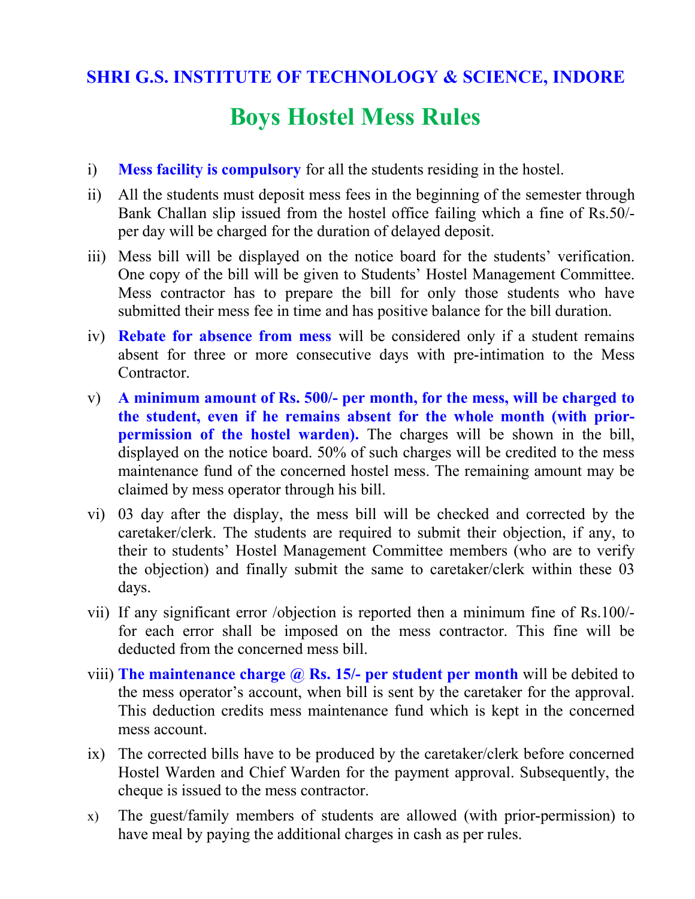## SHRI G.S. INSTITUTE OF TECHNOLOGY & SCIENCE, INDORE

# Boys Hostel Mess Rules

i) **Mess facility is compulsory** for all the students residing in the hostel.

ii) All the students must deposit mess fees in the beginning of the semester through Bank Challan slip issued from the hostel office failing which a fine of Rs.50/- per day will be charged for the duration of delayed deposit.

iii) Mess bill will be displayed on the notice board for the students' verification. One copy of the bill will be given to Students' Hostel Management Committee. Mess contractor has to prepare the bill for only those students who have submitted their mess fee in time and has positive balance for the bill duration.

iv) **Rebate for absence from mess** will be considered only if a student remains absent for three or more consecutive days with pre-intimation to the Mess Contractor.

v) **A minimum amount of Rs. 500/- per month, for the mess, will be charged to the student, even if he remains absent for the whole month (with prior-permission of the hostel warden).** The charges will be shown in the bill, displayed on the notice board. 50% of such charges will be credited to the mess maintenance fund of the concerned hostel mess. The remaining amount may be claimed by mess operator through his bill.

vi) 03 day after the display, the mess bill will be checked and corrected by the caretaker/clerk. The students are required to submit their objection, if any, to their to students' Hostel Management Committee members (who are to verify the objection) and finally submit the same to caretaker/clerk within these 03 days.

vii) If any significant error /objection is reported then a minimum fine of Rs.100/- for each error shall be imposed on the mess contractor. This fine will be deducted from the concerned mess bill.

viii) **The maintenance charge @ Rs. 15/- per student per month** will be debited to the mess operator's account, when bill is sent by the caretaker for the approval. This deduction credits mess maintenance fund which is kept in the concerned mess account.

ix) The corrected bills have to be produced by the caretaker/clerk before concerned Hostel Warden and Chief Warden for the payment approval. Subsequently, the cheque is issued to the mess contractor.

x) The guest/family members of students are allowed (with prior-permission) to have meal by paying the additional charges in cash as per rules.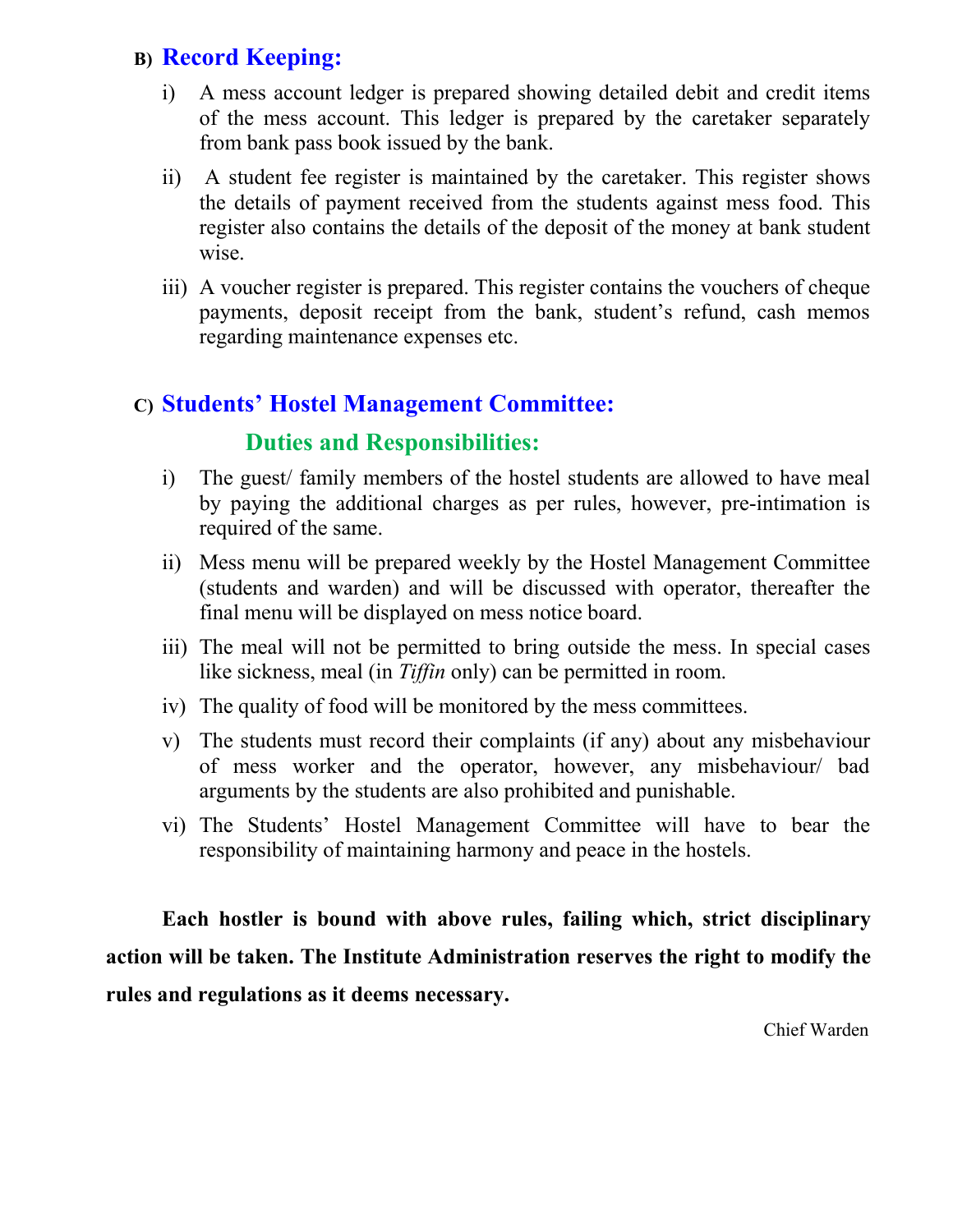## B) Record Keeping:

i) A mess account ledger is prepared showing detailed debit and credit items of the mess account. This ledger is prepared by the caretaker separately from bank pass book issued by the bank.

ii) A student fee register is maintained by the caretaker. This register shows the details of payment received from the students against mess food. This register also contains the details of the deposit of the money at bank student wise.

iii) A voucher register is prepared. This register contains the vouchers of cheque payments, deposit receipt from the bank, student's refund, cash memos regarding maintenance expenses etc.

## C) Students' Hostel Management Committee:

### Duties and Responsibilities:

i) The guest/ family members of the hostel students are allowed to have meal by paying the additional charges as per rules, however, pre-intimation is required of the same.

ii) Mess menu will be prepared weekly by the Hostel Management Committee (students and warden) and will be discussed with operator, thereafter the final menu will be displayed on mess notice board.

iii) The meal will not be permitted to bring outside the mess. In special cases like sickness, meal (in *Tiffin* only) can be permitted in room.

iv) The quality of food will be monitored by the mess committees.

v) The students must record their complaints (if any) about any misbehaviour of mess worker and the operator, however, any misbehaviour/ bad arguments by the students are also prohibited and punishable.

vi) The Students' Hostel Management Committee will have to bear the responsibility of maintaining harmony and peace in the hostels.

**Each hostler is bound with above rules, failing which, strict disciplinary action will be taken. The Institute Administration reserves the right to modify the rules and regulations as it deems necessary.**

Chief Warden